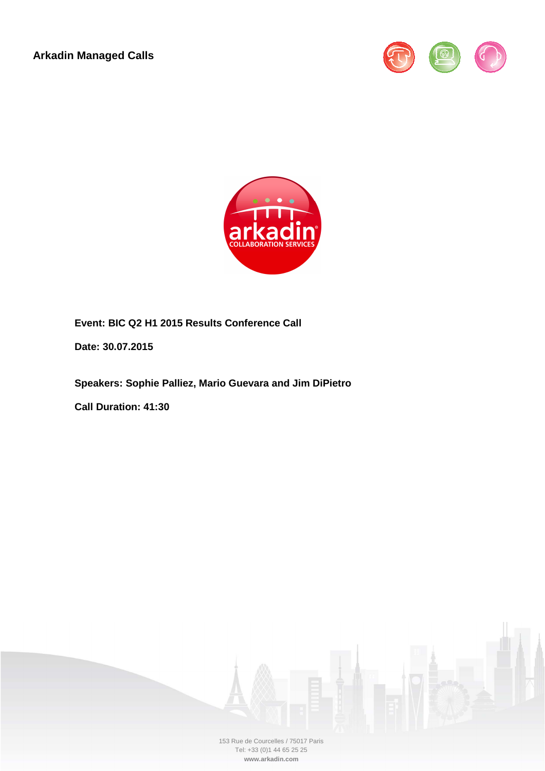**Arkadin Managed Calls**

**Event: BIC Q2 H1 2015 Results Conference Call**

**Date: 30.07.2015**

**Speakers: Sophie Palliez, Mario Guevara and Jim DiPietro**

**Call Duration: 41:30**

153 Rue de Courcelles / 75017 Paris
Tel: +33 (0)1 44 65 25 25
**www.arkadin.com**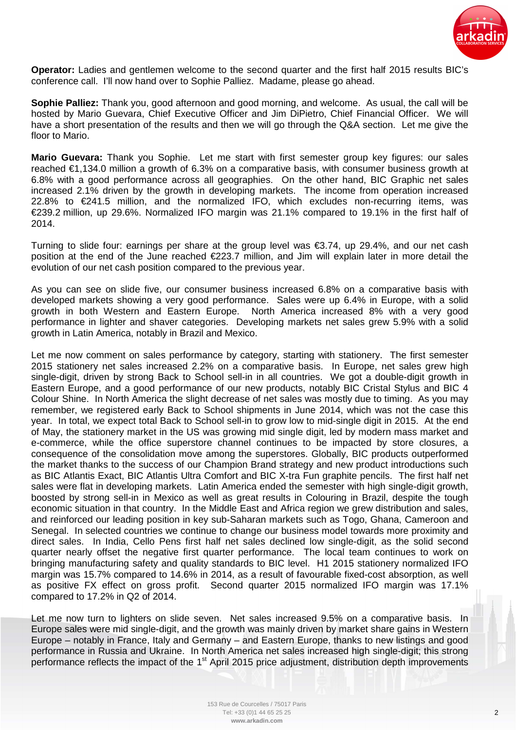**Operator:** Ladies and gentlemen welcome to the second quarter and the first half 2015 results BIC's conference call. I'll now hand over to Sophie Palliez. Madame, please go ahead.

**Sophie Palliez:** Thank you, good afternoon and good morning, and welcome. As usual, the call will be hosted by Mario Guevara, Chief Executive Officer and Jim DiPietro, Chief Financial Officer. We will have a short presentation of the results and then we will go through the Q&A section. Let me give the floor to Mario.

**Mario Guevara:** Thank you Sophie. Let me start with first semester group key figures: our sales reached €1,134.0 million a growth of 6.3% on a comparative basis, with consumer business growth at 6.8% with a good performance across all geographies. On the other hand, BIC Graphic net sales increased 2.1% driven by the growth in developing markets. The income from operation increased 22.8% to €241.5 million, and the normalized IFO, which excludes non-recurring items, was €239.2 million, up 29.6%. Normalized IFO margin was 21.1% compared to 19.1% in the first half of 2014.

Turning to slide four: earnings per share at the group level was €3.74, up 29.4%, and our net cash position at the end of the June reached €223.7 million, and Jim will explain later in more detail the evolution of our net cash position compared to the previous year.

As you can see on slide five, our consumer business increased 6.8% on a comparative basis with developed markets showing a very good performance. Sales were up 6.4% in Europe, with a solid growth in both Western and Eastern Europe. North America increased 8% with a very good performance in lighter and shaver categories. Developing markets net sales grew 5.9% with a solid growth in Latin America, notably in Brazil and Mexico.

Let me now comment on sales performance by category, starting with stationery. The first semester 2015 stationery net sales increased 2.2% on a comparative basis. In Europe, net sales grew high single-digit, driven by strong Back to School sell-in in all countries. We got a double-digit growth in Eastern Europe, and a good performance of our new products, notably BIC Cristal Stylus and BIC 4 Colour Shine. In North America the slight decrease of net sales was mostly due to timing. As you may remember, we registered early Back to School shipments in June 2014, which was not the case this year. In total, we expect total Back to School sell-in to grow low to mid-single digit in 2015. At the end of May, the stationery market in the US was growing mid single digit, led by modern mass market and e-commerce, while the office superstore channel continues to be impacted by store closures, a consequence of the consolidation move among the superstores. Globally, BIC products outperformed the market thanks to the success of our Champion Brand strategy and new product introductions such as BIC Atlantis Exact, BIC Atlantis Ultra Comfort and BIC X-tra Fun graphite pencils. The first half net sales were flat in developing markets. Latin America ended the semester with high single-digit growth, boosted by strong sell-in in Mexico as well as great results in Colouring in Brazil, despite the tough economic situation in that country. In the Middle East and Africa region we grew distribution and sales, and reinforced our leading position in key sub-Saharan markets such as Togo, Ghana, Cameroon and Senegal. In selected countries we continue to change our business model towards more proximity and direct sales. In India, Cello Pens first half net sales declined low single-digit, as the solid second quarter nearly offset the negative first quarter performance. The local team continues to work on bringing manufacturing safety and quality standards to BIC level. H1 2015 stationery normalized IFO margin was 15.7% compared to 14.6% in 2014, as a result of favourable fixed-cost absorption, as well as positive FX effect on gross profit. Second quarter 2015 normalized IFO margin was 17.1% compared to 17.2% in Q2 of 2014.

Let me now turn to lighters on slide seven. Net sales increased 9.5% on a comparative basis. In Europe sales were mid single-digit, and the growth was mainly driven by market share gains in Western Europe – notably in France, Italy and Germany – and Eastern Europe, thanks to new listings and good performance in Russia and Ukraine. In North America net sales increased high single-digit; this strong performance reflects the impact of the 1st April 2015 price adjustment, distribution depth improvements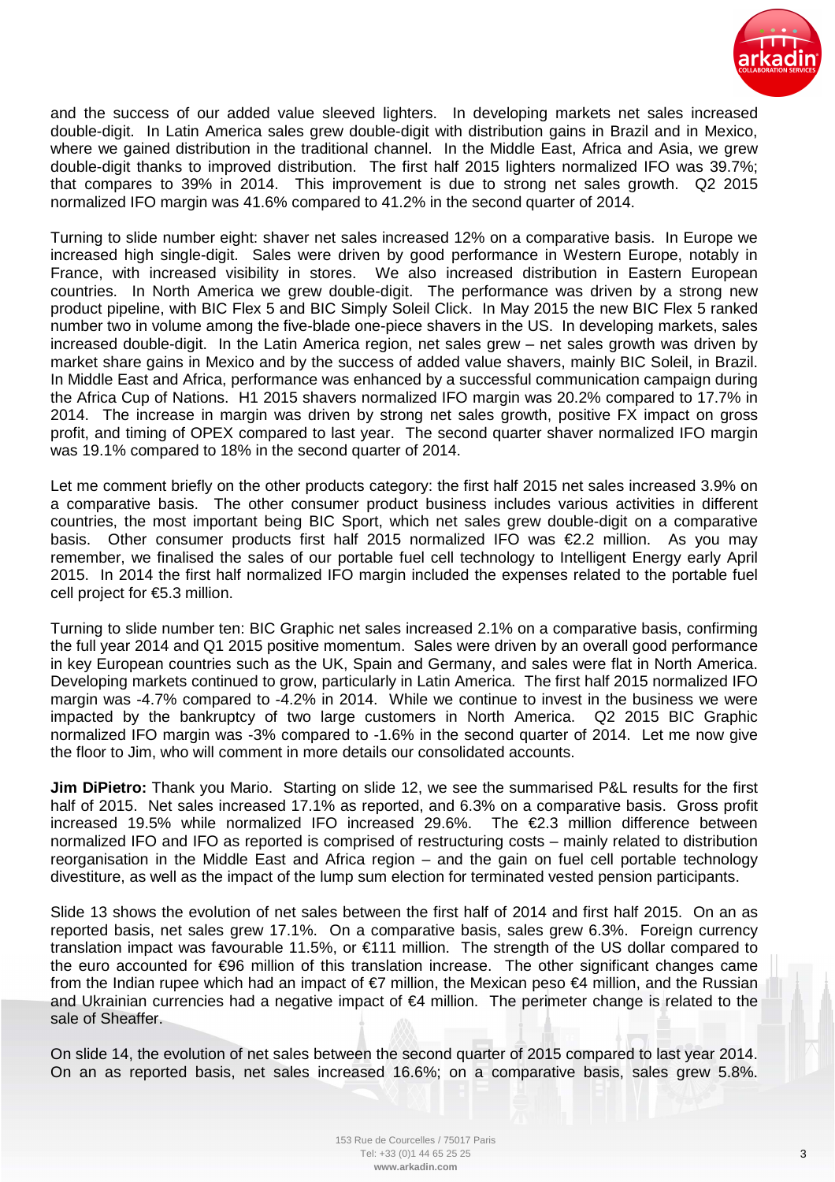and the success of our added value sleeved lighters. In developing markets net sales increased double-digit. In Latin America sales grew double-digit with distribution gains in Brazil and in Mexico, where we gained distribution in the traditional channel. In the Middle East, Africa and Asia, we grew double-digit thanks to improved distribution. The first half 2015 lighters normalized IFO was 39.7%; that compares to 39% in 2014. This improvement is due to strong net sales growth. Q2 2015 normalized IFO margin was 41.6% compared to 41.2% in the second quarter of 2014.

Turning to slide number eight: shaver net sales increased 12% on a comparative basis. In Europe we increased high single-digit. Sales were driven by good performance in Western Europe, notably in France, with increased visibility in stores. We also increased distribution in Eastern European countries. In North America we grew double-digit. The performance was driven by a strong new product pipeline, with BIC Flex 5 and BIC Simply Soleil Click. In May 2015 the new BIC Flex 5 ranked number two in volume among the five-blade one-piece shavers in the US. In developing markets, sales increased double-digit. In the Latin America region, net sales grew – net sales growth was driven by market share gains in Mexico and by the success of added value shavers, mainly BIC Soleil, in Brazil. In Middle East and Africa, performance was enhanced by a successful communication campaign during the Africa Cup of Nations. H1 2015 shavers normalized IFO margin was 20.2% compared to 17.7% in 2014. The increase in margin was driven by strong net sales growth, positive FX impact on gross profit, and timing of OPEX compared to last year. The second quarter shaver normalized IFO margin was 19.1% compared to 18% in the second quarter of 2014.

Let me comment briefly on the other products category: the first half 2015 net sales increased 3.9% on a comparative basis. The other consumer product business includes various activities in different countries, the most important being BIC Sport, which net sales grew double-digit on a comparative basis. Other consumer products first half 2015 normalized IFO was €2.2 million. As you may remember, we finalised the sales of our portable fuel cell technology to Intelligent Energy early April 2015. In 2014 the first half normalized IFO margin included the expenses related to the portable fuel cell project for €5.3 million.

Turning to slide number ten: BIC Graphic net sales increased 2.1% on a comparative basis, confirming the full year 2014 and Q1 2015 positive momentum. Sales were driven by an overall good performance in key European countries such as the UK, Spain and Germany, and sales were flat in North America. Developing markets continued to grow, particularly in Latin America. The first half 2015 normalized IFO margin was -4.7% compared to -4.2% in 2014. While we continue to invest in the business we were impacted by the bankruptcy of two large customers in North America. Q2 2015 BIC Graphic normalized IFO margin was -3% compared to -1.6% in the second quarter of 2014. Let me now give the floor to Jim, who will comment in more details our consolidated accounts.

**Jim DiPietro:** Thank you Mario. Starting on slide 12, we see the summarised P&L results for the first half of 2015. Net sales increased 17.1% as reported, and 6.3% on a comparative basis. Gross profit increased 19.5% while normalized IFO increased 29.6%. The €2.3 million difference between normalized IFO and IFO as reported is comprised of restructuring costs – mainly related to distribution reorganisation in the Middle East and Africa region – and the gain on fuel cell portable technology divestiture, as well as the impact of the lump sum election for terminated vested pension participants.

Slide 13 shows the evolution of net sales between the first half of 2014 and first half 2015. On an as reported basis, net sales grew 17.1%. On a comparative basis, sales grew 6.3%. Foreign currency translation impact was favourable 11.5%, or €111 million. The strength of the US dollar compared to the euro accounted for €96 million of this translation increase. The other significant changes came from the Indian rupee which had an impact of €7 million, the Mexican peso €4 million, and the Russian and Ukrainian currencies had a negative impact of €4 million. The perimeter change is related to the sale of Sheaffer.

On slide 14, the evolution of net sales between the second quarter of 2015 compared to last year 2014. On an as reported basis, net sales increased 16.6%; on a comparative basis, sales grew 5.8%.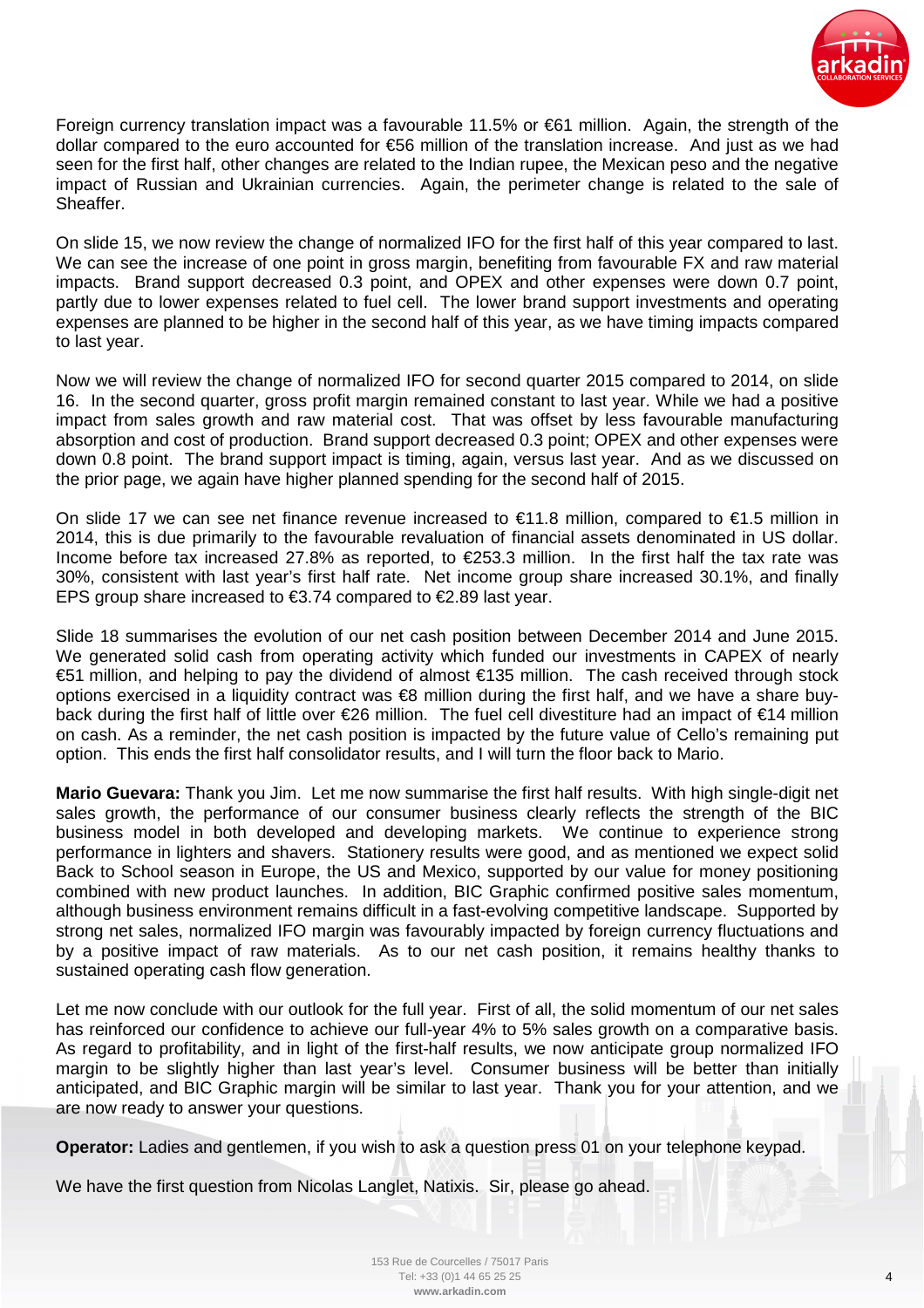Foreign currency translation impact was a favourable 11.5% or €61 million. Again, the strength of the dollar compared to the euro accounted for €56 million of the translation increase. And just as we had seen for the first half, other changes are related to the Indian rupee, the Mexican peso and the negative impact of Russian and Ukrainian currencies. Again, the perimeter change is related to the sale of Sheaffer.

On slide 15, we now review the change of normalized IFO for the first half of this year compared to last. We can see the increase of one point in gross margin, benefiting from favourable FX and raw material impacts. Brand support decreased 0.3 point, and OPEX and other expenses were down 0.7 point, partly due to lower expenses related to fuel cell. The lower brand support investments and operating expenses are planned to be higher in the second half of this year, as we have timing impacts compared to last year.

Now we will review the change of normalized IFO for second quarter 2015 compared to 2014, on slide 16. In the second quarter, gross profit margin remained constant to last year. While we had a positive impact from sales growth and raw material cost. That was offset by less favourable manufacturing absorption and cost of production. Brand support decreased 0.3 point; OPEX and other expenses were down 0.8 point. The brand support impact is timing, again, versus last year. And as we discussed on the prior page, we again have higher planned spending for the second half of 2015.

On slide 17 we can see net finance revenue increased to €11.8 million, compared to €1.5 million in 2014, this is due primarily to the favourable revaluation of financial assets denominated in US dollar. Income before tax increased 27.8% as reported, to €253.3 million. In the first half the tax rate was 30%, consistent with last year's first half rate. Net income group share increased 30.1%, and finally EPS group share increased to €3.74 compared to €2.89 last year.

Slide 18 summarises the evolution of our net cash position between December 2014 and June 2015. We generated solid cash from operating activity which funded our investments in CAPEX of nearly €51 million, and helping to pay the dividend of almost €135 million. The cash received through stock options exercised in a liquidity contract was €8 million during the first half, and we have a share buy-back during the first half of little over €26 million. The fuel cell divestiture had an impact of €14 million on cash. As a reminder, the net cash position is impacted by the future value of Cello's remaining put option. This ends the first half consolidator results, and I will turn the floor back to Mario.

**Mario Guevara:** Thank you Jim. Let me now summarise the first half results. With high single-digit net sales growth, the performance of our consumer business clearly reflects the strength of the BIC business model in both developed and developing markets. We continue to experience strong performance in lighters and shavers. Stationery results were good, and as mentioned we expect solid Back to School season in Europe, the US and Mexico, supported by our value for money positioning combined with new product launches. In addition, BIC Graphic confirmed positive sales momentum, although business environment remains difficult in a fast-evolving competitive landscape. Supported by strong net sales, normalized IFO margin was favourably impacted by foreign currency fluctuations and by a positive impact of raw materials. As to our net cash position, it remains healthy thanks to sustained operating cash flow generation.

Let me now conclude with our outlook for the full year. First of all, the solid momentum of our net sales has reinforced our confidence to achieve our full-year 4% to 5% sales growth on a comparative basis. As regard to profitability, and in light of the first-half results, we now anticipate group normalized IFO margin to be slightly higher than last year's level. Consumer business will be better than initially anticipated, and BIC Graphic margin will be similar to last year. Thank you for your attention, and we are now ready to answer your questions.

**Operator:** Ladies and gentlemen, if you wish to ask a question press 01 on your telephone keypad.

We have the first question from Nicolas Langlet, Natixis. Sir, please go ahead.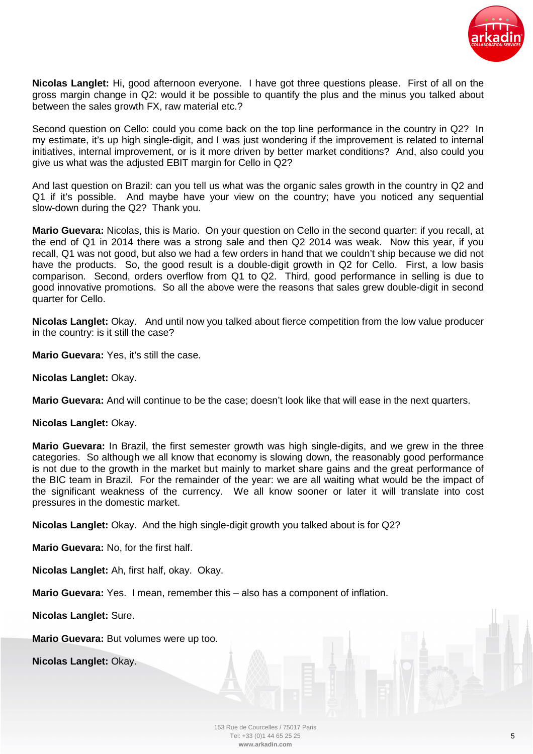**Nicolas Langlet:** Hi, good afternoon everyone. I have got three questions please. First of all on the gross margin change in Q2: would it be possible to quantify the plus and the minus you talked about between the sales growth FX, raw material etc.?

Second question on Cello: could you come back on the top line performance in the country in Q2? In my estimate, it's up high single-digit, and I was just wondering if the improvement is related to internal initiatives, internal improvement, or is it more driven by better market conditions? And, also could you give us what was the adjusted EBIT margin for Cello in Q2?

And last question on Brazil: can you tell us what was the organic sales growth in the country in Q2 and Q1 if it's possible. And maybe have your view on the country; have you noticed any sequential slow-down during the Q2? Thank you.

**Mario Guevara:** Nicolas, this is Mario. On your question on Cello in the second quarter: if you recall, at the end of Q1 in 2014 there was a strong sale and then Q2 2014 was weak. Now this year, if you recall, Q1 was not good, but also we had a few orders in hand that we couldn't ship because we did not have the products. So, the good result is a double-digit growth in Q2 for Cello. First, a low basis comparison. Second, orders overflow from Q1 to Q2. Third, good performance in selling is due to good innovative promotions. So all the above were the reasons that sales grew double-digit in second quarter for Cello.

**Nicolas Langlet:** Okay. And until now you talked about fierce competition from the low value producer in the country: is it still the case?

**Mario Guevara:** Yes, it's still the case.

**Nicolas Langlet:** Okay.

**Mario Guevara:** And will continue to be the case; doesn't look like that will ease in the next quarters.

**Nicolas Langlet:** Okay.

**Mario Guevara:** In Brazil, the first semester growth was high single-digits, and we grew in the three categories. So although we all know that economy is slowing down, the reasonably good performance is not due to the growth in the market but mainly to market share gains and the great performance of the BIC team in Brazil. For the remainder of the year: we are all waiting what would be the impact of the significant weakness of the currency. We all know sooner or later it will translate into cost pressures in the domestic market.

**Nicolas Langlet:** Okay. And the high single-digit growth you talked about is for Q2?

**Mario Guevara:** No, for the first half.

**Nicolas Langlet:** Ah, first half, okay. Okay.

**Mario Guevara:** Yes. I mean, remember this – also has a component of inflation.

**Nicolas Langlet:** Sure.

**Mario Guevara:** But volumes were up too.

**Nicolas Langlet:** Okay.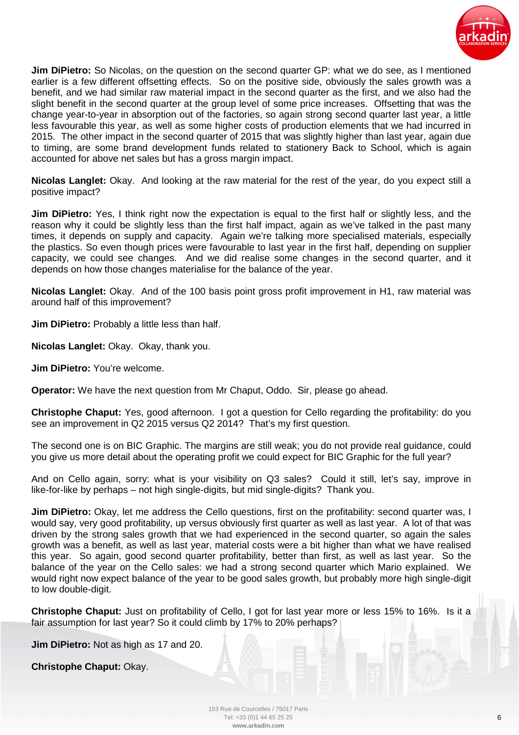**Jim DiPietro:** So Nicolas, on the question on the second quarter GP: what we do see, as I mentioned earlier is a few different offsetting effects. So on the positive side, obviously the sales growth was a benefit, and we had similar raw material impact in the second quarter as the first, and we also had the slight benefit in the second quarter at the group level of some price increases. Offsetting that was the change year-to-year in absorption out of the factories, so again strong second quarter last year, a little less favourable this year, as well as some higher costs of production elements that we had incurred in 2015. The other impact in the second quarter of 2015 that was slightly higher than last year, again due to timing, are some brand development funds related to stationery Back to School, which is again accounted for above net sales but has a gross margin impact.

**Nicolas Langlet:** Okay. And looking at the raw material for the rest of the year, do you expect still a positive impact?

**Jim DiPietro:** Yes, I think right now the expectation is equal to the first half or slightly less, and the reason why it could be slightly less than the first half impact, again as we've talked in the past many times, it depends on supply and capacity. Again we're talking more specialised materials, especially the plastics. So even though prices were favourable to last year in the first half, depending on supplier capacity, we could see changes. And we did realise some changes in the second quarter, and it depends on how those changes materialise for the balance of the year.

**Nicolas Langlet:** Okay. And of the 100 basis point gross profit improvement in H1, raw material was around half of this improvement?

**Jim DiPietro:** Probably a little less than half.

**Nicolas Langlet:** Okay. Okay, thank you.

**Jim DiPietro:** You're welcome.

**Operator:** We have the next question from Mr Chaput, Oddo. Sir, please go ahead.

**Christophe Chaput:** Yes, good afternoon. I got a question for Cello regarding the profitability: do you see an improvement in Q2 2015 versus Q2 2014? That's my first question.

The second one is on BIC Graphic. The margins are still weak; you do not provide real guidance, could you give us more detail about the operating profit we could expect for BIC Graphic for the full year?

And on Cello again, sorry: what is your visibility on Q3 sales? Could it still, let's say, improve in like-for-like by perhaps – not high single-digits, but mid single-digits? Thank you.

**Jim DiPietro:** Okay, let me address the Cello questions, first on the profitability: second quarter was, I would say, very good profitability, up versus obviously first quarter as well as last year. A lot of that was driven by the strong sales growth that we had experienced in the second quarter, so again the sales growth was a benefit, as well as last year, material costs were a bit higher than what we have realised this year. So again, good second quarter profitability, better than first, as well as last year. So the balance of the year on the Cello sales: we had a strong second quarter which Mario explained. We would right now expect balance of the year to be good sales growth, but probably more high single-digit to low double-digit.

**Christophe Chaput:** Just on profitability of Cello, I got for last year more or less 15% to 16%. Is it a fair assumption for last year? So it could climb by 17% to 20% perhaps?

**Jim DiPietro:** Not as high as 17 and 20.

**Christophe Chaput:** Okay.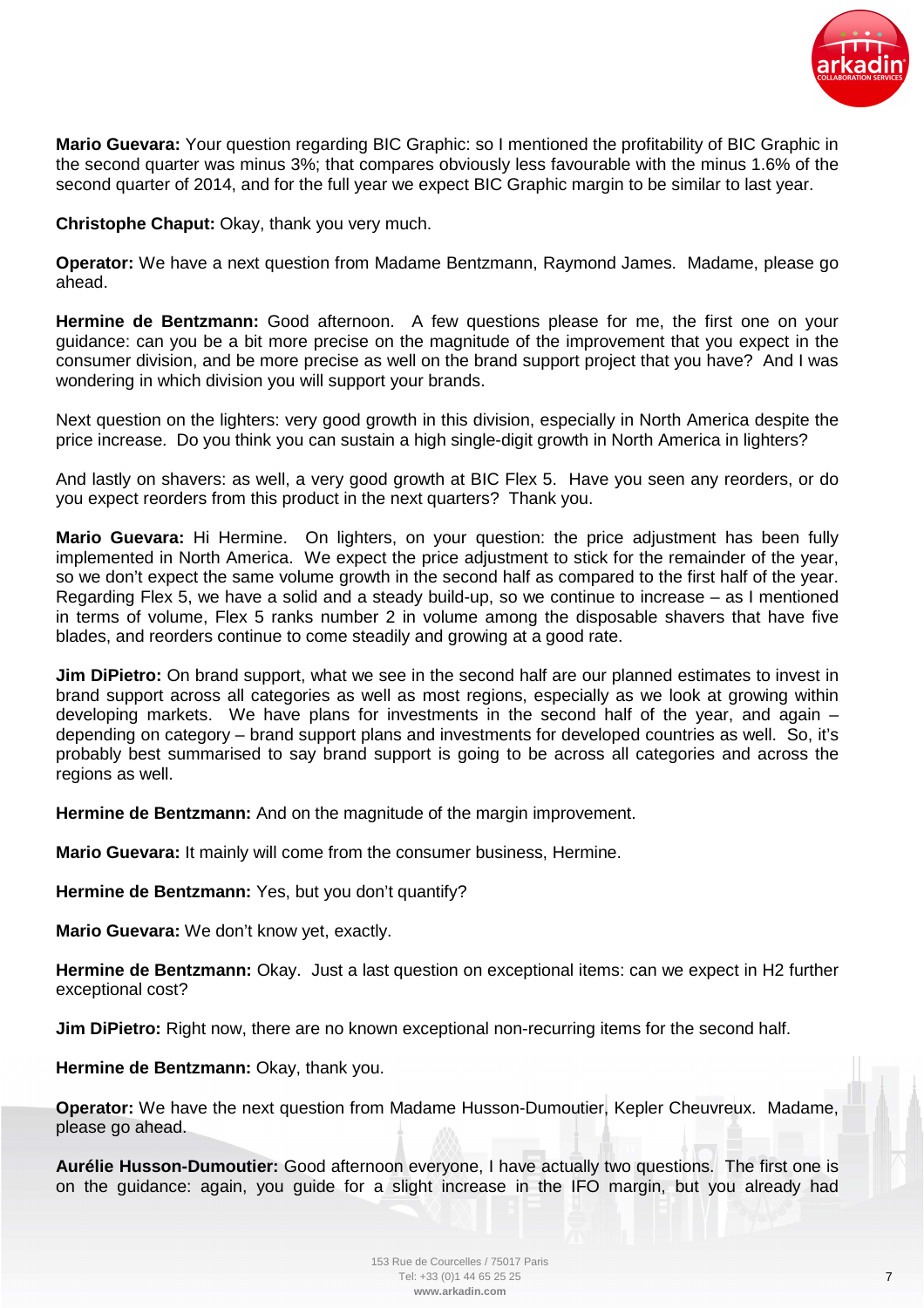**Mario Guevara:** Your question regarding BIC Graphic: so I mentioned the profitability of BIC Graphic in the second quarter was minus 3%; that compares obviously less favourable with the minus 1.6% of the second quarter of 2014, and for the full year we expect BIC Graphic margin to be similar to last year.

**Christophe Chaput:** Okay, thank you very much.

**Operator:** We have a next question from Madame Bentzmann, Raymond James. Madame, please go ahead.

**Hermine de Bentzmann:** Good afternoon. A few questions please for me, the first one on your guidance: can you be a bit more precise on the magnitude of the improvement that you expect in the consumer division, and be more precise as well on the brand support project that you have? And I was wondering in which division you will support your brands.

Next question on the lighters: very good growth in this division, especially in North America despite the price increase. Do you think you can sustain a high single-digit growth in North America in lighters?

And lastly on shavers: as well, a very good growth at BIC Flex 5. Have you seen any reorders, or do you expect reorders from this product in the next quarters? Thank you.

**Mario Guevara:** Hi Hermine. On lighters, on your question: the price adjustment has been fully implemented in North America. We expect the price adjustment to stick for the remainder of the year, so we don't expect the same volume growth in the second half as compared to the first half of the year. Regarding Flex 5, we have a solid and a steady build-up, so we continue to increase – as I mentioned in terms of volume, Flex 5 ranks number 2 in volume among the disposable shavers that have five blades, and reorders continue to come steadily and growing at a good rate.

**Jim DiPietro:** On brand support, what we see in the second half are our planned estimates to invest in brand support across all categories as well as most regions, especially as we look at growing within developing markets. We have plans for investments in the second half of the year, and again – depending on category – brand support plans and investments for developed countries as well. So, it's probably best summarised to say brand support is going to be across all categories and across the regions as well.

**Hermine de Bentzmann:** And on the magnitude of the margin improvement.

**Mario Guevara:** It mainly will come from the consumer business, Hermine.

**Hermine de Bentzmann:** Yes, but you don't quantify?

**Mario Guevara:** We don't know yet, exactly.

**Hermine de Bentzmann:** Okay. Just a last question on exceptional items: can we expect in H2 further exceptional cost?

**Jim DiPietro:** Right now, there are no known exceptional non-recurring items for the second half.

**Hermine de Bentzmann:** Okay, thank you.

**Operator:** We have the next question from Madame Husson-Dumoutier, Kepler Cheuvreux. Madame, please go ahead.

**Aurélie Husson-Dumoutier:** Good afternoon everyone, I have actually two questions. The first one is on the guidance: again, you guide for a slight increase in the IFO margin, but you already had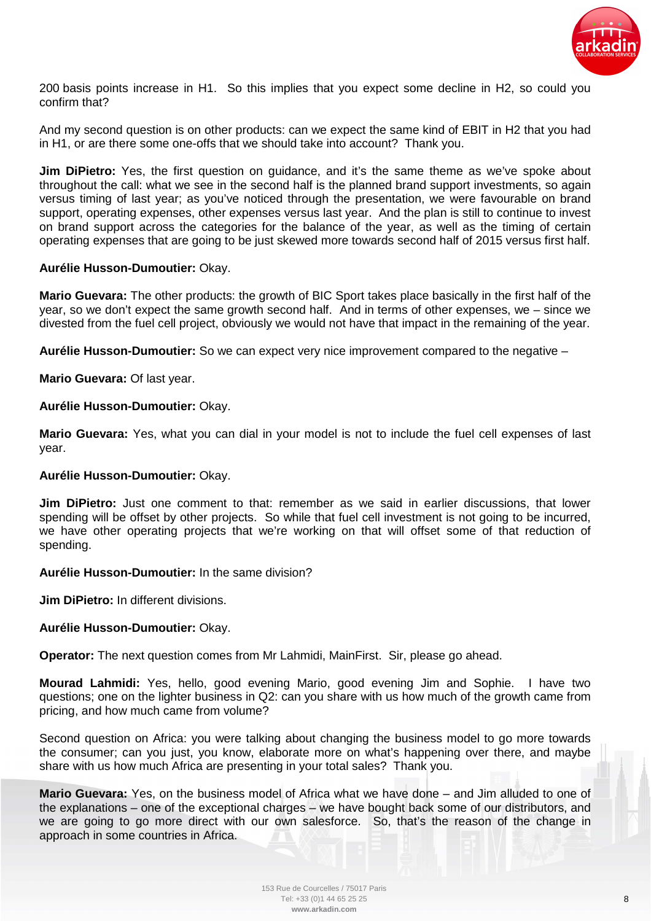200 basis points increase in H1. So this implies that you expect some decline in H2, so could you confirm that?

And my second question is on other products: can we expect the same kind of EBIT in H2 that you had in H1, or are there some one-offs that we should take into account? Thank you.

**Jim DiPietro:** Yes, the first question on guidance, and it's the same theme as we've spoke about throughout the call: what we see in the second half is the planned brand support investments, so again versus timing of last year; as you've noticed through the presentation, we were favourable on brand support, operating expenses, other expenses versus last year. And the plan is still to continue to invest on brand support across the categories for the balance of the year, as well as the timing of certain operating expenses that are going to be just skewed more towards second half of 2015 versus first half.

**Aurélie Husson-Dumoutier:** Okay.

**Mario Guevara:** The other products: the growth of BIC Sport takes place basically in the first half of the year, so we don't expect the same growth second half. And in terms of other expenses, we – since we divested from the fuel cell project, obviously we would not have that impact in the remaining of the year.

**Aurélie Husson-Dumoutier:** So we can expect very nice improvement compared to the negative –

**Mario Guevara:** Of last year.

**Aurélie Husson-Dumoutier:** Okay.

**Mario Guevara:** Yes, what you can dial in your model is not to include the fuel cell expenses of last year.

**Aurélie Husson-Dumoutier:** Okay.

**Jim DiPietro:** Just one comment to that: remember as we said in earlier discussions, that lower spending will be offset by other projects. So while that fuel cell investment is not going to be incurred, we have other operating projects that we're working on that will offset some of that reduction of spending.

**Aurélie Husson-Dumoutier:** In the same division?

**Jim DiPietro:** In different divisions.

**Aurélie Husson-Dumoutier:** Okay.

**Operator:** The next question comes from Mr Lahmidi, MainFirst. Sir, please go ahead.

**Mourad Lahmidi:** Yes, hello, good evening Mario, good evening Jim and Sophie. I have two questions; one on the lighter business in Q2: can you share with us how much of the growth came from pricing, and how much came from volume?

Second question on Africa: you were talking about changing the business model to go more towards the consumer; can you just, you know, elaborate more on what's happening over there, and maybe share with us how much Africa are presenting in your total sales? Thank you.

**Mario Guevara:** Yes, on the business model of Africa what we have done – and Jim alluded to one of the explanations – one of the exceptional charges – we have bought back some of our distributors, and we are going to go more direct with our own salesforce. So, that's the reason of the change in approach in some countries in Africa.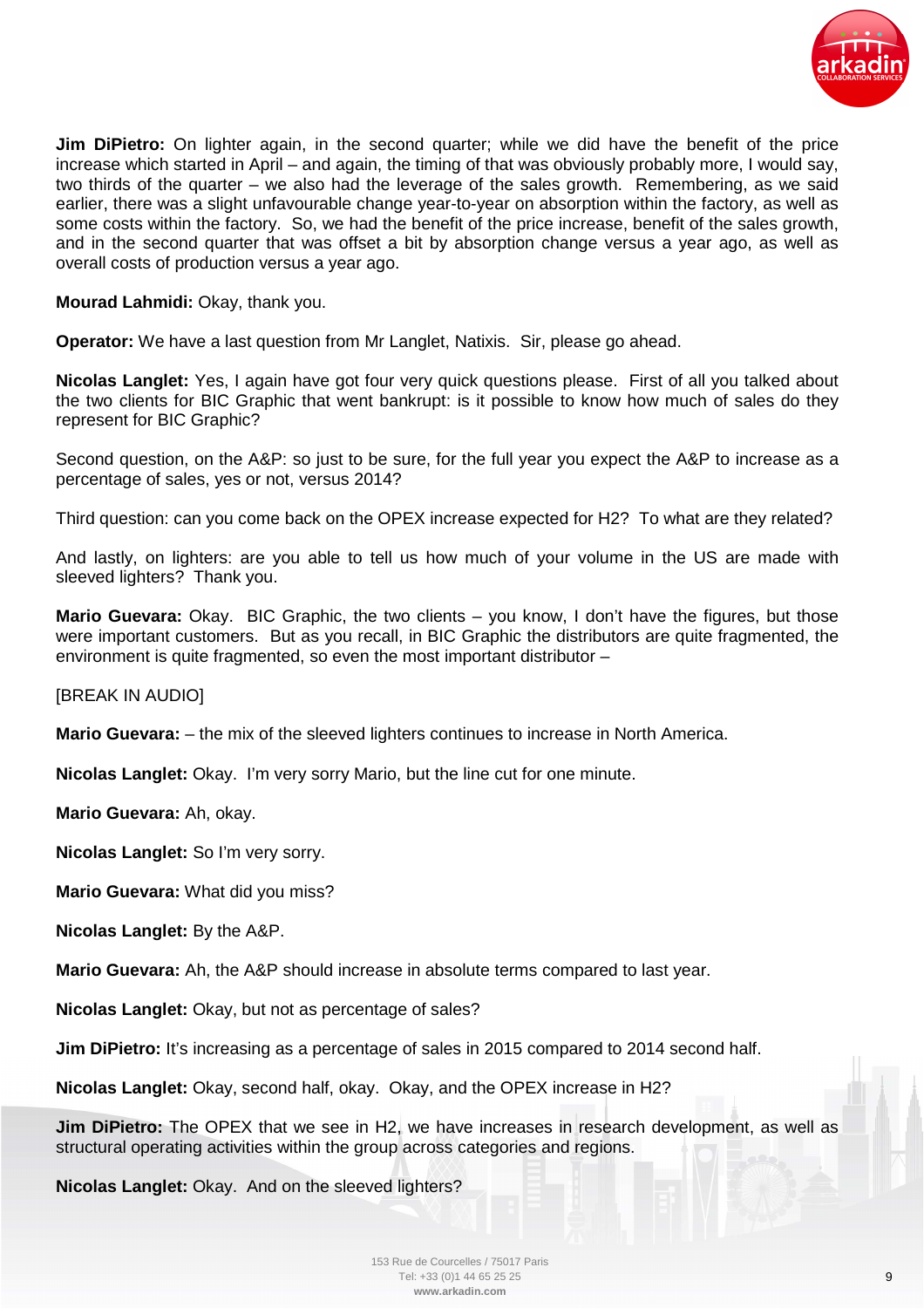**Jim DiPietro:** On lighter again, in the second quarter; while we did have the benefit of the price increase which started in April – and again, the timing of that was obviously probably more, I would say, two thirds of the quarter – we also had the leverage of the sales growth. Remembering, as we said earlier, there was a slight unfavourable change year-to-year on absorption within the factory, as well as some costs within the factory. So, we had the benefit of the price increase, benefit of the sales growth, and in the second quarter that was offset a bit by absorption change versus a year ago, as well as overall costs of production versus a year ago.

**Mourad Lahmidi:** Okay, thank you.

**Operator:** We have a last question from Mr Langlet, Natixis. Sir, please go ahead.

**Nicolas Langlet:** Yes, I again have got four very quick questions please. First of all you talked about the two clients for BIC Graphic that went bankrupt: is it possible to know how much of sales do they represent for BIC Graphic?

Second question, on the A&P: so just to be sure, for the full year you expect the A&P to increase as a percentage of sales, yes or not, versus 2014?

Third question: can you come back on the OPEX increase expected for H2? To what are they related?

And lastly, on lighters: are you able to tell us how much of your volume in the US are made with sleeved lighters? Thank you.

**Mario Guevara:** Okay. BIC Graphic, the two clients – you know, I don't have the figures, but those were important customers. But as you recall, in BIC Graphic the distributors are quite fragmented, the environment is quite fragmented, so even the most important distributor –

[BREAK IN AUDIO]

**Mario Guevara:** – the mix of the sleeved lighters continues to increase in North America.

**Nicolas Langlet:** Okay. I'm very sorry Mario, but the line cut for one minute.

**Mario Guevara:** Ah, okay.

**Nicolas Langlet:** So I'm very sorry.

**Mario Guevara:** What did you miss?

**Nicolas Langlet:** By the A&P.

**Mario Guevara:** Ah, the A&P should increase in absolute terms compared to last year.

**Nicolas Langlet:** Okay, but not as percentage of sales?

**Jim DiPietro:** It's increasing as a percentage of sales in 2015 compared to 2014 second half.

**Nicolas Langlet:** Okay, second half, okay. Okay, and the OPEX increase in H2?

**Jim DiPietro:** The OPEX that we see in H2, we have increases in research development, as well as structural operating activities within the group across categories and regions.

**Nicolas Langlet:** Okay. And on the sleeved lighters?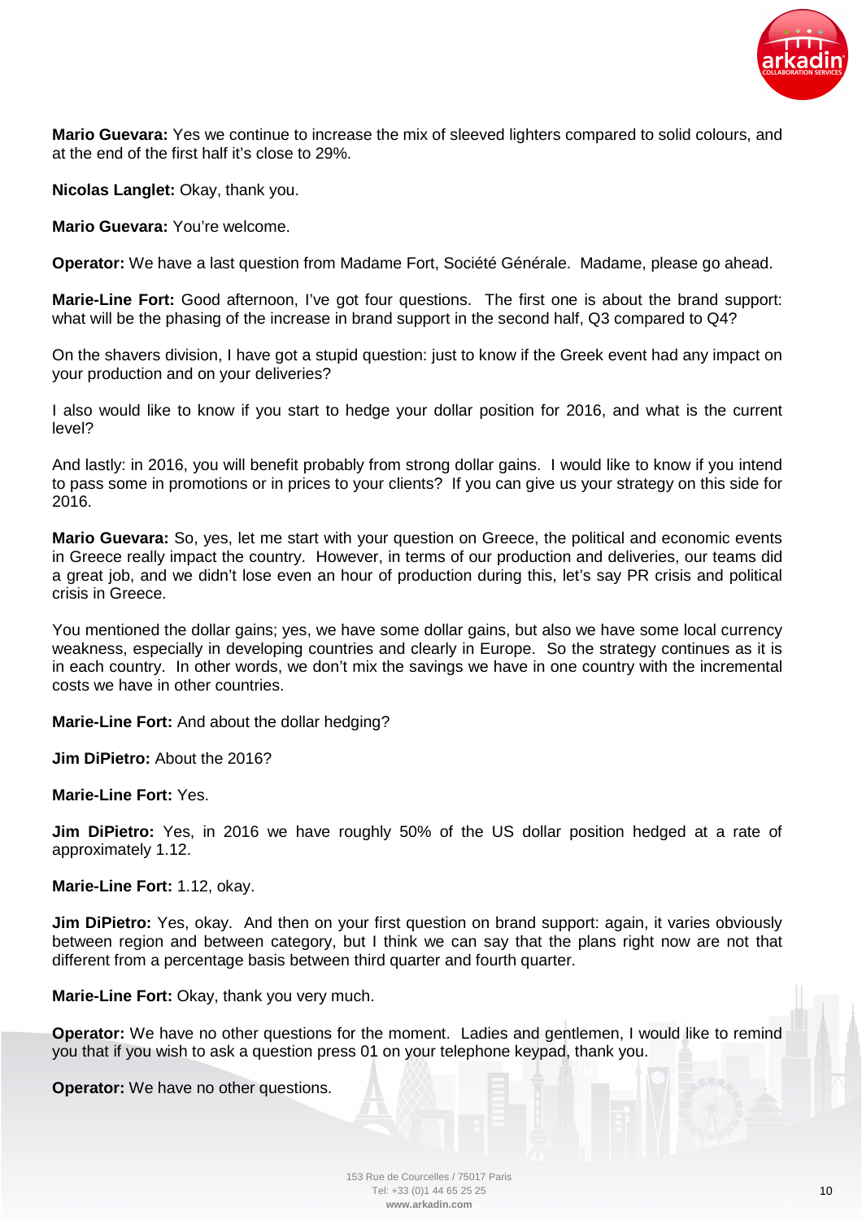**Mario Guevara:** Yes we continue to increase the mix of sleeved lighters compared to solid colours, and at the end of the first half it's close to 29%.

**Nicolas Langlet:** Okay, thank you.

**Mario Guevara:** You're welcome.

**Operator:** We have a last question from Madame Fort, Société Générale. Madame, please go ahead.

**Marie-Line Fort:** Good afternoon, I've got four questions. The first one is about the brand support: what will be the phasing of the increase in brand support in the second half, Q3 compared to Q4?

On the shavers division, I have got a stupid question: just to know if the Greek event had any impact on your production and on your deliveries?

I also would like to know if you start to hedge your dollar position for 2016, and what is the current level?

And lastly: in 2016, you will benefit probably from strong dollar gains. I would like to know if you intend to pass some in promotions or in prices to your clients? If you can give us your strategy on this side for 2016.

**Mario Guevara:** So, yes, let me start with your question on Greece, the political and economic events in Greece really impact the country. However, in terms of our production and deliveries, our teams did a great job, and we didn't lose even an hour of production during this, let's say PR crisis and political crisis in Greece.

You mentioned the dollar gains; yes, we have some dollar gains, but also we have some local currency weakness, especially in developing countries and clearly in Europe. So the strategy continues as it is in each country. In other words, we don't mix the savings we have in one country with the incremental costs we have in other countries.

**Marie-Line Fort:** And about the dollar hedging?

**Jim DiPietro:** About the 2016?

**Marie-Line Fort:** Yes.

**Jim DiPietro:** Yes, in 2016 we have roughly 50% of the US dollar position hedged at a rate of approximately 1.12.

**Marie-Line Fort:** 1.12, okay.

**Jim DiPietro:** Yes, okay. And then on your first question on brand support: again, it varies obviously between region and between category, but I think we can say that the plans right now are not that different from a percentage basis between third quarter and fourth quarter.

**Marie-Line Fort:** Okay, thank you very much.

**Operator:** We have no other questions for the moment. Ladies and gentlemen, I would like to remind you that if you wish to ask a question press 01 on your telephone keypad, thank you.

**Operator:** We have no other questions.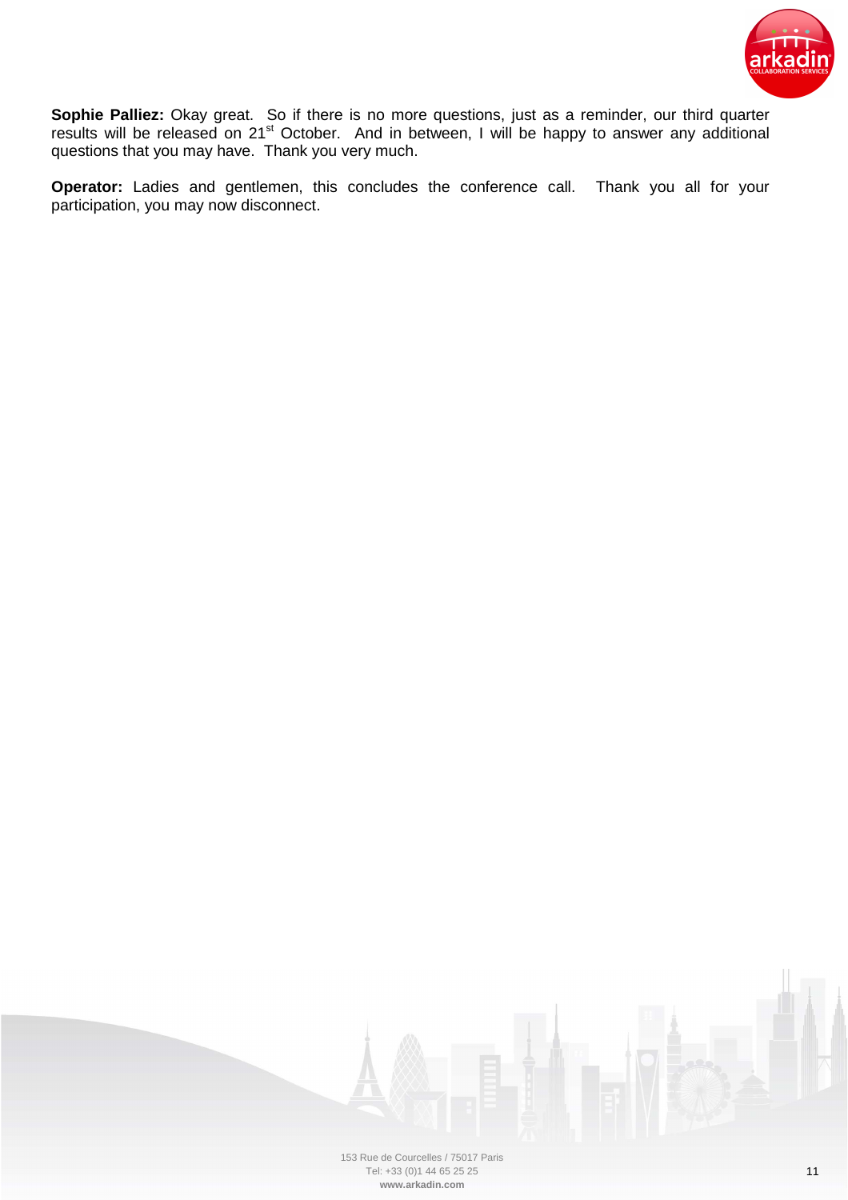**Sophie Palliez:** Okay great. So if there is no more questions, just as a reminder, our third quarter results will be released on 21st October. And in between, I will be happy to answer any additional questions that you may have. Thank you very much.

**Operator:** Ladies and gentlemen, this concludes the conference call. Thank you all for your participation, you may now disconnect.